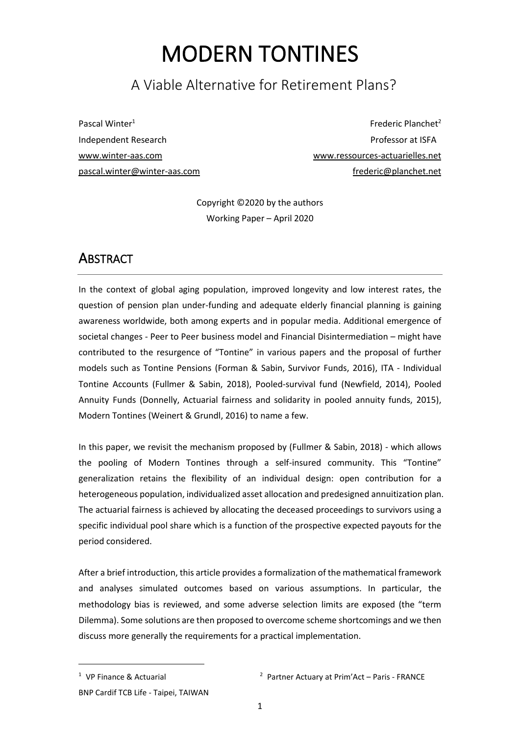# MODERN TONTINES

## A Viable Alternative for Retirement Plans?

Pascal Winter[1]
Independent Research
www.winter-aas.com
pascal.winter@winter-aas.com

Frederic Planchet[2]
Professor at ISFA
www.ressources-actuarielles.net
frederic@planchet.net

Copyright ©2020 by the authors
Working Paper – April 2020

## ABSTRACT

In the context of global aging population, improved longevity and low interest rates, the question of pension plan under-funding and adequate elderly financial planning is gaining awareness worldwide, both among experts and in popular media. Additional emergence of societal changes - Peer to Peer business model and Financial Disintermediation – might have contributed to the resurgence of "Tontine" in various papers and the proposal of further models such as Tontine Pensions (Forman & Sabin, Survivor Funds, 2016), ITA - Individual Tontine Accounts (Fullmer & Sabin, 2018), Pooled-survival fund (Newfield, 2014), Pooled Annuity Funds (Donnelly, Actuarial fairness and solidarity in pooled annuity funds, 2015), Modern Tontines (Weinert & Grundl, 2016) to name a few.

In this paper, we revisit the mechanism proposed by (Fullmer & Sabin, 2018) - which allows the pooling of Modern Tontines through a self-insured community. This "Tontine" generalization retains the flexibility of an individual design: open contribution for a heterogeneous population, individualized asset allocation and predesigned annuitization plan. The actuarial fairness is achieved by allocating the deceased proceedings to survivors using a specific individual pool share which is a function of the prospective expected payouts for the period considered.

After a brief introduction, this article provides a formalization of the mathematical framework and analyses simulated outcomes based on various assumptions. In particular, the methodology bias is reviewed, and some adverse selection limits are exposed (the "term Dilemma). Some solutions are then proposed to overcome scheme shortcomings and we then discuss more generally the requirements for a practical implementation.

---

[1] VP Finance & Actuarial
BNP Cardif TCB Life - Taipei, TAIWAN

[2] Partner Actuary at Prim'Act – Paris - FRANCE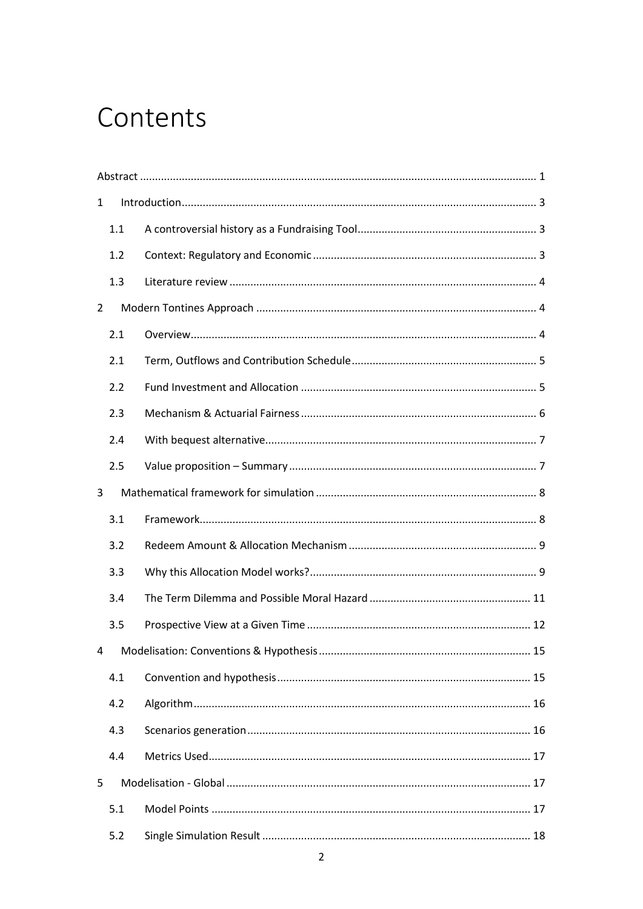# Contents

Abstract ........................................................................................................................ 1

1 Introduction ............................................................................................................ 3

1.1 A controversial history as a Fundraising Tool ........................................................... 3

1.2 Context: Regulatory and Economic ......................................................................... 3

1.3 Literature review ...................................................................................................... 4

2 Modern Tontines Approach ........................................................................................ 4

2.1 Overview .................................................................................................................. 4

2.1 Term, Outflows and Contribution Schedule ............................................................. 5

2.2 Fund Investment and Allocation .............................................................................. 5

2.3 Mechanism & Actuarial Fairness .............................................................................. 6

2.4 With bequest alternative .......................................................................................... 7

2.5 Value proposition – Summary .................................................................................. 7

3 Mathematical framework for simulation .................................................................... 8

3.1 Framework ................................................................................................................ 8

3.2 Redeem Amount & Allocation Mechanism .............................................................. 9

3.3 Why this Allocation Model works? ........................................................................... 9

3.4 The Term Dilemma and Possible Moral Hazard ..................................................... 11

3.5 Prospective View at a Given Time .......................................................................... 12

4 Modelisation: Conventions & Hypothesis .................................................................. 15

4.1 Convention and hypothesis .................................................................................... 15

4.2 Algorithm ............................................................................................................... 16

4.3 Scenarios generation ............................................................................................. 16

4.4 Metrics Used .......................................................................................................... 17

5 Modelisation - Global ................................................................................................ 17

5.1 Model Points .......................................................................................................... 17

5.2 Single Simulation Result ......................................................................................... 18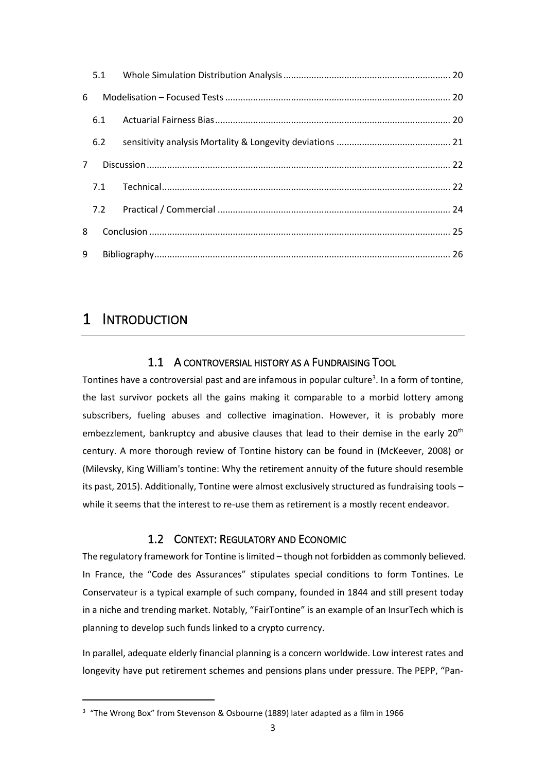| | | |
|---|---|---|
| 5.1 | Whole Simulation Distribution Analysis | 20 |
| 6 | Modelisation – Focused Tests | 20 |
| 6.1 | Actuarial Fairness Bias | 20 |
| 6.2 | sensitivity analysis Mortality & Longevity deviations | 21 |
| 7 | Discussion | 22 |
| 7.1 | Technical | 22 |
| 7.2 | Practical / Commercial | 24 |
| 8 | Conclusion | 25 |
| 9 | Bibliography | 26 |

# 1 INTRODUCTION

## 1.1 A CONTROVERSIAL HISTORY AS A FUNDRAISING TOOL

Tontines have a controversial past and are infamous in popular culture[3]. In a form of tontine, the last survivor pockets all the gains making it comparable to a morbid lottery among subscribers, fueling abuses and collective imagination. However, it is probably more embezzlement, bankruptcy and abusive clauses that lead to their demise in the early 20th century. A more thorough review of Tontine history can be found in (McKeever, 2008) or (Milevsky, King William's tontine: Why the retirement annuity of the future should resemble its past, 2015). Additionally, Tontine were almost exclusively structured as fundraising tools – while it seems that the interest to re-use them as retirement is a mostly recent endeavor.

## 1.2 CONTEXT: REGULATORY AND ECONOMIC

The regulatory framework for Tontine is limited – though not forbidden as commonly believed. In France, the "Code des Assurances" stipulates special conditions to form Tontines. Le Conservateur is a typical example of such company, founded in 1844 and still present today in a niche and trending market. Notably, "FairTontine" is an example of an InsurTech which is planning to develop such funds linked to a crypto currency.

In parallel, adequate elderly financial planning is a concern worldwide. Low interest rates and longevity have put retirement schemes and pensions plans under pressure. The PEPP, "Pan-

[3] "The Wrong Box" from Stevenson & Osbourne (1889) later adapted as a film in 1966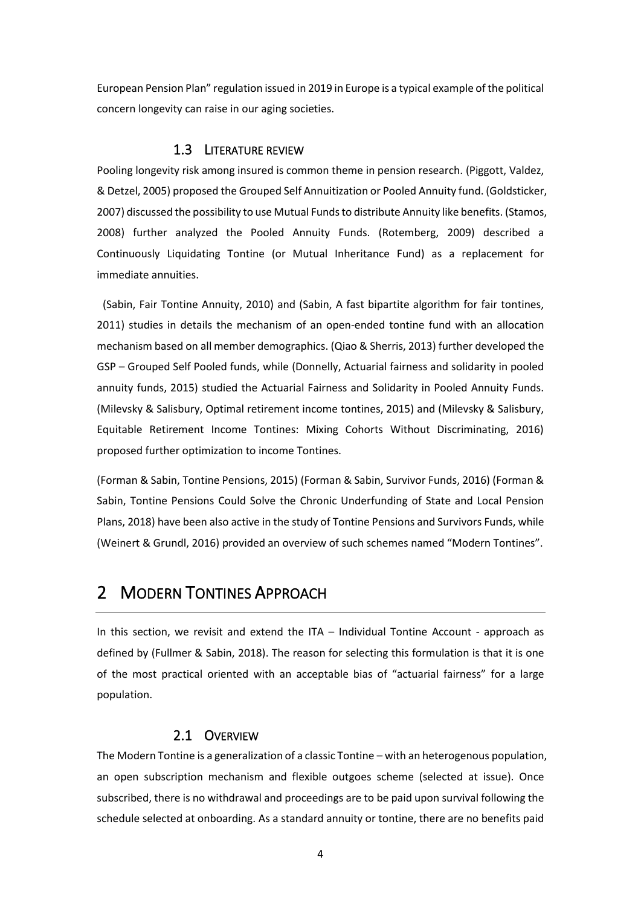European Pension Plan" regulation issued in 2019 in Europe is a typical example of the political concern longevity can raise in our aging societies.

### 1.3 Literature review

Pooling longevity risk among insured is common theme in pension research. (Piggott, Valdez, & Detzel, 2005) proposed the Grouped Self Annuitization or Pooled Annuity fund. (Goldsticker, 2007) discussed the possibility to use Mutual Funds to distribute Annuity like benefits. (Stamos, 2008) further analyzed the Pooled Annuity Funds. (Rotemberg, 2009) described a Continuously Liquidating Tontine (or Mutual Inheritance Fund) as a replacement for immediate annuities.

(Sabin, Fair Tontine Annuity, 2010) and (Sabin, A fast bipartite algorithm for fair tontines, 2011) studies in details the mechanism of an open-ended tontine fund with an allocation mechanism based on all member demographics. (Qiao & Sherris, 2013) further developed the GSP – Grouped Self Pooled funds, while (Donnelly, Actuarial fairness and solidarity in pooled annuity funds, 2015) studied the Actuarial Fairness and Solidarity in Pooled Annuity Funds. (Milevsky & Salisbury, Optimal retirement income tontines, 2015) and (Milevsky & Salisbury, Equitable Retirement Income Tontines: Mixing Cohorts Without Discriminating, 2016) proposed further optimization to income Tontines.

(Forman & Sabin, Tontine Pensions, 2015) (Forman & Sabin, Survivor Funds, 2016) (Forman & Sabin, Tontine Pensions Could Solve the Chronic Underfunding of State and Local Pension Plans, 2018) have been also active in the study of Tontine Pensions and Survivors Funds, while (Weinert & Grundl, 2016) provided an overview of such schemes named "Modern Tontines".

# 2 Modern Tontines Approach

In this section, we revisit and extend the ITA – Individual Tontine Account - approach as defined by (Fullmer & Sabin, 2018). The reason for selecting this formulation is that it is one of the most practical oriented with an acceptable bias of "actuarial fairness" for a large population.

### 2.1 Overview

The Modern Tontine is a generalization of a classic Tontine – with an heterogenous population, an open subscription mechanism and flexible outgoes scheme (selected at issue). Once subscribed, there is no withdrawal and proceedings are to be paid upon survival following the schedule selected at onboarding. As a standard annuity or tontine, there are no benefits paid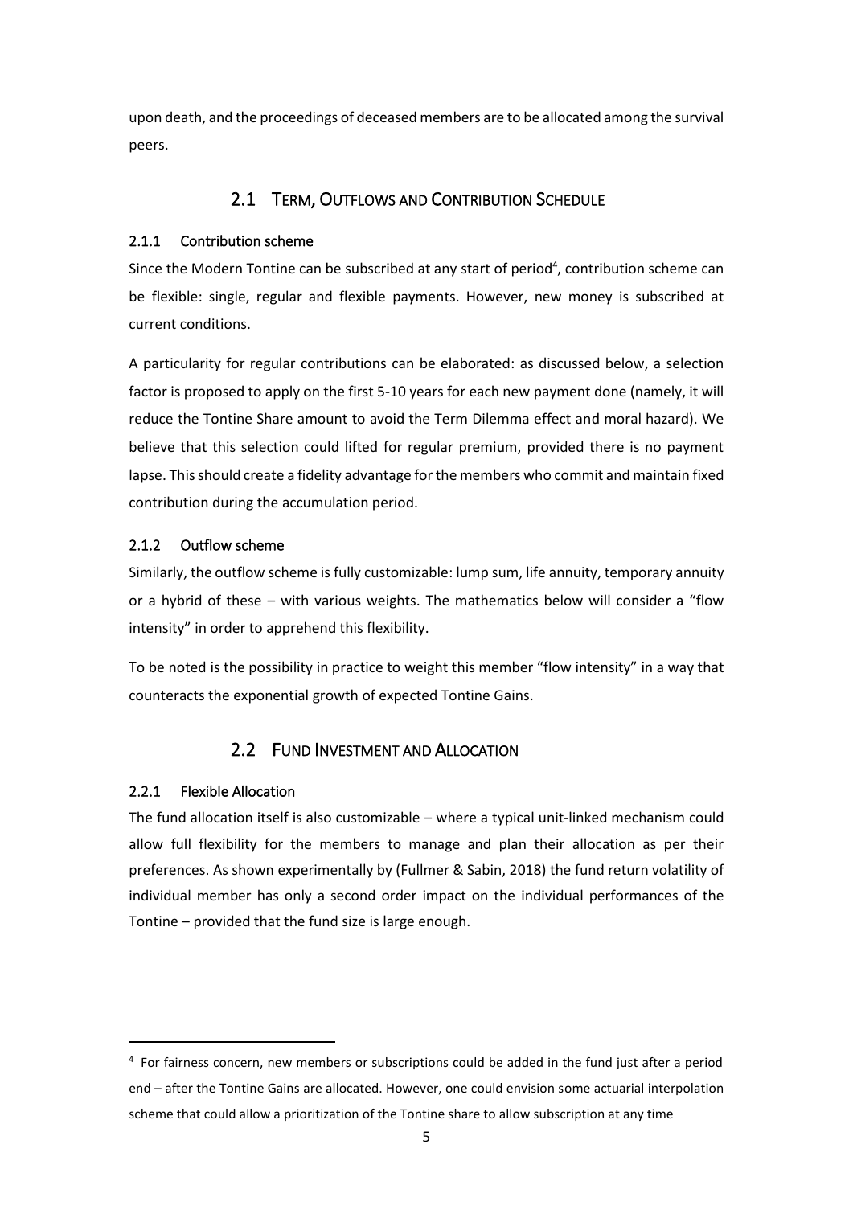upon death, and the proceedings of deceased members are to be allocated among the survival peers.

## 2.1 Term, Outflows and Contribution Schedule

### 2.1.1 Contribution scheme

Since the Modern Tontine can be subscribed at any start of period[4], contribution scheme can be flexible: single, regular and flexible payments. However, new money is subscribed at current conditions.

A particularity for regular contributions can be elaborated: as discussed below, a selection factor is proposed to apply on the first 5-10 years for each new payment done (namely, it will reduce the Tontine Share amount to avoid the Term Dilemma effect and moral hazard). We believe that this selection could lifted for regular premium, provided there is no payment lapse. This should create a fidelity advantage for the members who commit and maintain fixed contribution during the accumulation period.

### 2.1.2 Outflow scheme

Similarly, the outflow scheme is fully customizable: lump sum, life annuity, temporary annuity or a hybrid of these – with various weights. The mathematics below will consider a "flow intensity" in order to apprehend this flexibility.

To be noted is the possibility in practice to weight this member "flow intensity" in a way that counteracts the exponential growth of expected Tontine Gains.

## 2.2 Fund Investment and Allocation

### 2.2.1 Flexible Allocation

The fund allocation itself is also customizable – where a typical unit-linked mechanism could allow full flexibility for the members to manage and plan their allocation as per their preferences. As shown experimentally by (Fullmer & Sabin, 2018) the fund return volatility of individual member has only a second order impact on the individual performances of the Tontine – provided that the fund size is large enough.

---

[4] For fairness concern, new members or subscriptions could be added in the fund just after a period end – after the Tontine Gains are allocated. However, one could envision some actuarial interpolation scheme that could allow a prioritization of the Tontine share to allow subscription at any time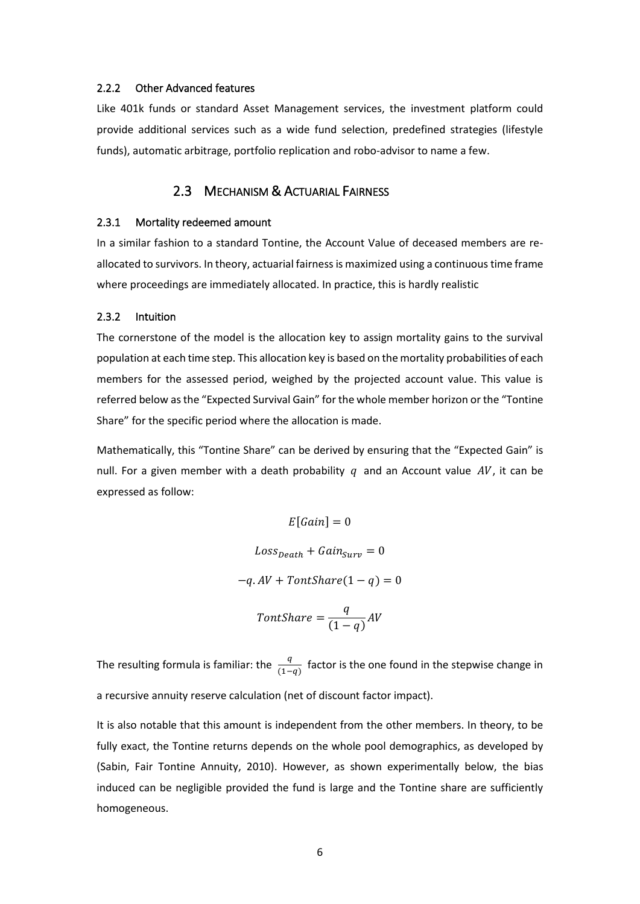### 2.2.2 Other Advanced features

Like 401k funds or standard Asset Management services, the investment platform could provide additional services such as a wide fund selection, predefined strategies (lifestyle funds), automatic arbitrage, portfolio replication and robo-advisor to name a few.

## 2.3 Mechanism & Actuarial Fairness

### 2.3.1 Mortality redeemed amount

In a similar fashion to a standard Tontine, the Account Value of deceased members are re-allocated to survivors. In theory, actuarial fairness is maximized using a continuous time frame where proceedings are immediately allocated. In practice, this is hardly realistic

### 2.3.2 Intuition

The cornerstone of the model is the allocation key to assign mortality gains to the survival population at each time step. This allocation key is based on the mortality probabilities of each members for the assessed period, weighed by the projected account value. This value is referred below as the "Expected Survival Gain" for the whole member horizon or the "Tontine Share" for the specific period where the allocation is made.

Mathematically, this "Tontine Share" can be derived by ensuring that the "Expected Gain" is null. For a given member with a death probability $q$ and an Account value $AV$, it can be expressed as follow:

$$E[Gain] = 0$$

$$Loss_{Death} + Gain_{Surv} = 0$$

$$-q.AV + TontShare(1 - q) = 0$$

$$TontShare = \frac{q}{(1 - q)} AV$$

The resulting formula is familiar: the $\frac{q}{(1-q)}$ factor is the one found in the stepwise change in a recursive annuity reserve calculation (net of discount factor impact).

It is also notable that this amount is independent from the other members. In theory, to be fully exact, the Tontine returns depends on the whole pool demographics, as developed by (Sabin, Fair Tontine Annuity, 2010). However, as shown experimentally below, the bias induced can be negligible provided the fund is large and the Tontine share are sufficiently homogeneous.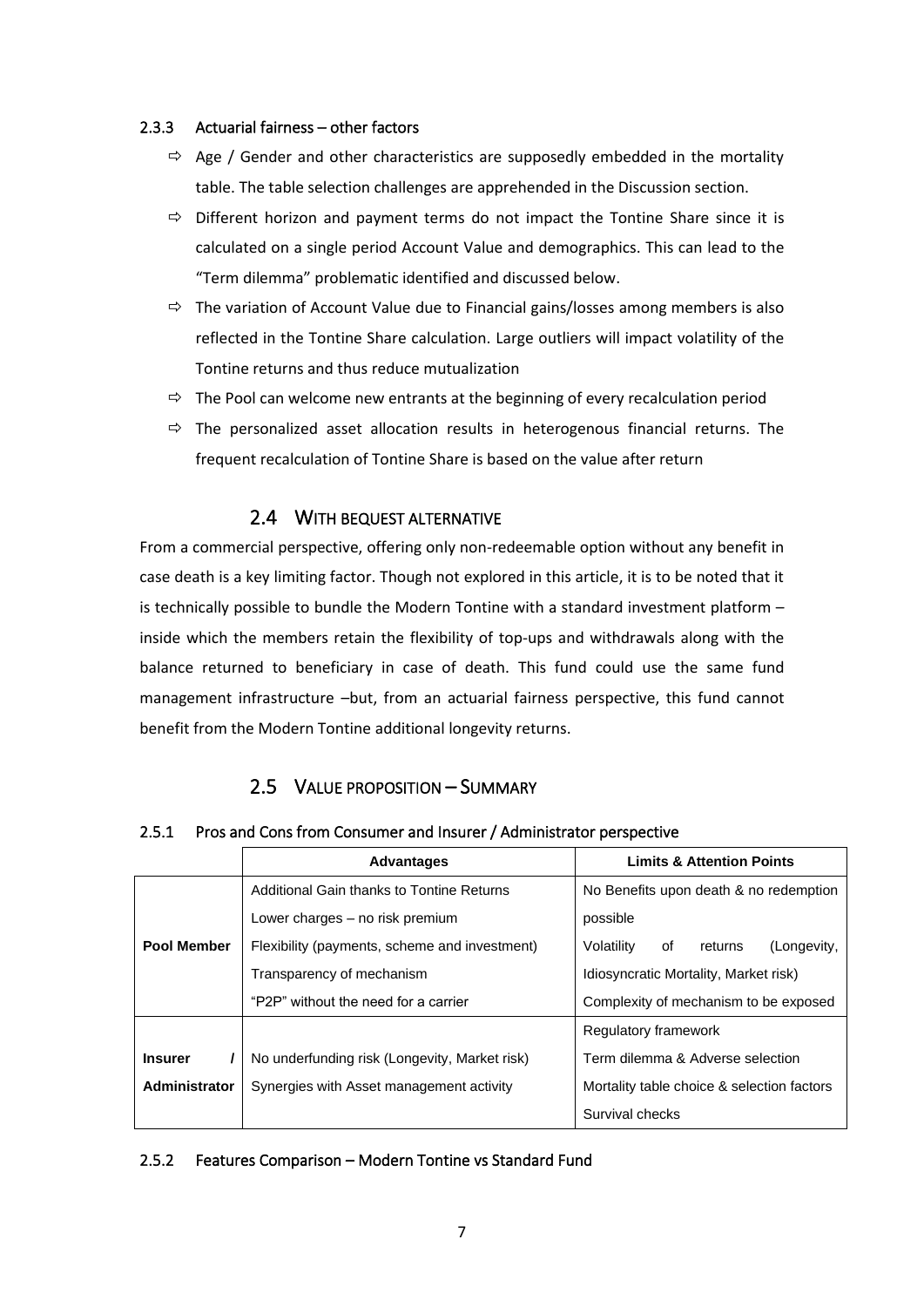### 2.3.3 Actuarial fairness – other factors

- ⇨ Age / Gender and other characteristics are supposedly embedded in the mortality table. The table selection challenges are apprehended in the Discussion section.
- ⇨ Different horizon and payment terms do not impact the Tontine Share since it is calculated on a single period Account Value and demographics. This can lead to the "Term dilemma" problematic identified and discussed below.
- ⇨ The variation of Account Value due to Financial gains/losses among members is also reflected in the Tontine Share calculation. Large outliers will impact volatility of the Tontine returns and thus reduce mutualization
- ⇨ The Pool can welcome new entrants at the beginning of every recalculation period
- ⇨ The personalized asset allocation results in heterogenous financial returns. The frequent recalculation of Tontine Share is based on the value after return

## 2.4 With bequest alternative

From a commercial perspective, offering only non-redeemable option without any benefit in case death is a key limiting factor. Though not explored in this article, it is to be noted that it is technically possible to bundle the Modern Tontine with a standard investment platform – inside which the members retain the flexibility of top-ups and withdrawals along with the balance returned to beneficiary in case of death. This fund could use the same fund management infrastructure –but, from an actuarial fairness perspective, this fund cannot benefit from the Modern Tontine additional longevity returns.

## 2.5 Value proposition – Summary

### 2.5.1 Pros and Cons from Consumer and Insurer / Administrator perspective

| | **Advantages** | **Limits & Attention Points** |
|---|---|---|
| **Pool Member** | Additional Gain thanks to Tontine Returns<br>Lower charges – no risk premium<br>Flexibility (payments, scheme and investment)<br>Transparency of mechanism<br>"P2P" without the need for a carrier | No Benefits upon death & no redemption possible<br>Volatility of returns (Longevity, Idiosyncratic Mortality, Market risk)<br>Complexity of mechanism to be exposed |
| **Insurer / Administrator** | No underfunding risk (Longevity, Market risk)<br>Synergies with Asset management activity | Regulatory framework<br>Term dilemma & Adverse selection<br>Mortality table choice & selection factors<br>Survival checks |

### 2.5.2 Features Comparison – Modern Tontine vs Standard Fund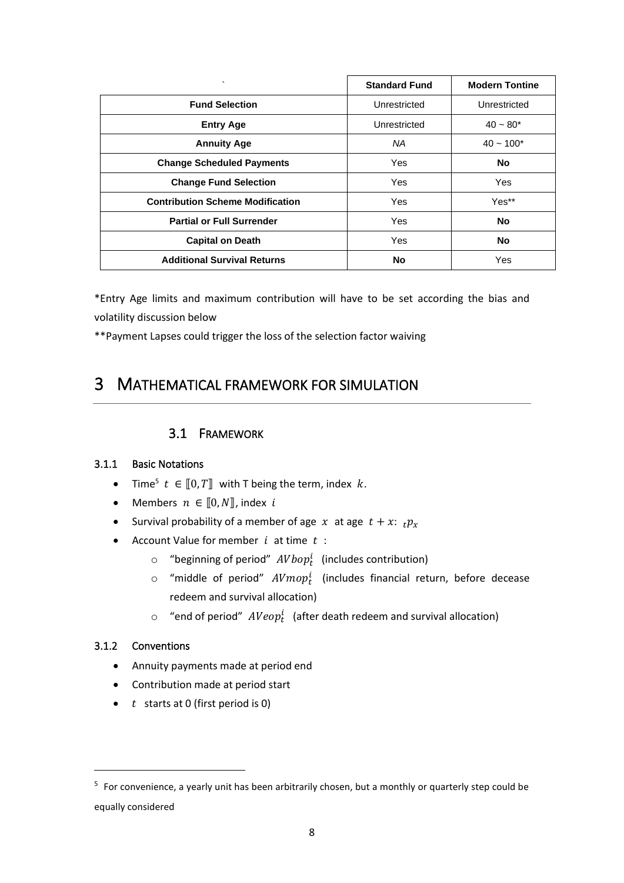| ` | Standard Fund | Modern Tontine |
|---|---|---|
| **Fund Selection** | Unrestricted | Unrestricted |
| **Entry Age** | Unrestricted | 40 ~ 80* |
| **Annuity Age** | *NA* | 40 ~ 100* |
| **Change Scheduled Payments** | Yes | **No** |
| **Change Fund Selection** | Yes | Yes |
| **Contribution Scheme Modification** | Yes | Yes** |
| **Partial or Full Surrender** | Yes | **No** |
| **Capital on Death** | Yes | **No** |
| **Additional Survival Returns** | **No** | Yes |

*Entry Age limits and maximum contribution will have to be set according the bias and volatility discussion below

**Payment Lapses could trigger the loss of the selection factor waiving

# 3 Mathematical framework for simulation

## 3.1 Framework

### 3.1.1 Basic Notations

- Time[5] $t \in [\![0, T]\!]$ with T being the term, index $k$.
- Members $n \in [\![0, N]\!]$, index $i$
- Survival probability of a member of age $x$ at age $t + x$: ${}_tp_x$
- Account Value for member $i$ at time $t$ :
  - "beginning of period" $AVbop_t^i$ (includes contribution)
  - "middle of period" $AVmop_t^i$ (includes financial return, before decease redeem and survival allocation)
  - "end of period" $AVeop_t^i$ (after death redeem and survival allocation)

### 3.1.2 Conventions

- Annuity payments made at period end
- Contribution made at period start
- $t$ starts at 0 (first period is 0)

[5] For convenience, a yearly unit has been arbitrarily chosen, but a monthly or quarterly step could be equally considered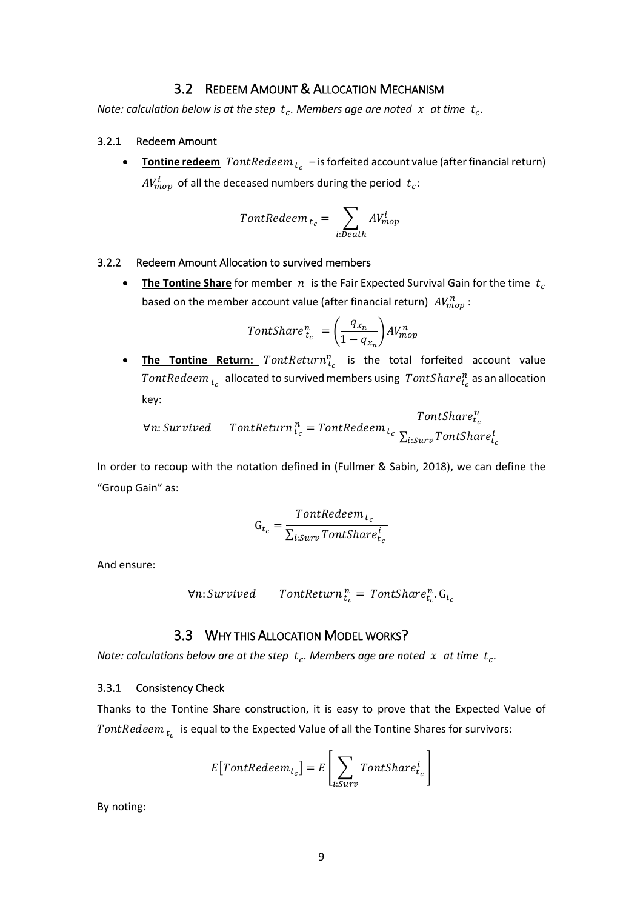## 3.2 Redeem Amount & Allocation Mechanism

*Note: calculation below is at the step $t_c$. Members age are noted $x$ at time $t_c$.*

### 3.2.1 Redeem Amount

- **<u>Tontine redeem</u>** $TontRedeem_{t_c}$ – is forfeited account value (after financial return) $AV_{mop}^{i}$ of all the deceased numbers during the period $t_c$:

$$TontRedeem_{t_c} = \sum_{i:Death} AV_{mop}^{i}$$

### 3.2.2 Redeem Amount Allocation to survived members

- **<u>The Tontine Share</u>** for member $n$ is the Fair Expected Survival Gain for the time $t_c$ based on the member account value (after financial return) $AV_{mop}^{n}$ :

$$TontShare_{t_c}^{n} = \left(\frac{q_{x_n}}{1 - q_{x_n}}\right) AV_{mop}^{n}$$

- **<u>The Tontine Return:</u>** $TontReturn_{t_c}^{n}$ is the total forfeited account value $TontRedeem_{t_c}$ allocated to survived members using $TontShare_{t_c}^{n}$ as an allocation key:

$$\forall n: Survived \qquad TontReturn_{t_c}^{n} = TontRedeem_{t_c} \frac{TontShare_{t_c}^{n}}{\sum_{i:Surv} TontShare_{t_c}^{i}}$$

In order to recoup with the notation defined in (Fullmer & Sabin, 2018), we can define the "Group Gain" as:

$$G_{t_c} = \frac{TontRedeem_{t_c}}{\sum_{i:Surv} TontShare_{t_c}^{i}}$$

And ensure:

$$\forall n: Survived \qquad TontReturn_{t_c}^{n} = TontShare_{t_c}^{n} . G_{t_c}$$

## 3.3 Why this Allocation Model works?

*Note: calculations below are at the step $t_c$. Members age are noted $x$ at time $t_c$.*

### 3.3.1 Consistency Check

Thanks to the Tontine Share construction, it is easy to prove that the Expected Value of $TontRedeem_{t_c}$ is equal to the Expected Value of all the Tontine Shares for survivors:

$$E\left[TontRedeem_{t_c}\right] = E\left[\sum_{i:Surv} TontShare_{t_c}^{i}\right]$$

By noting: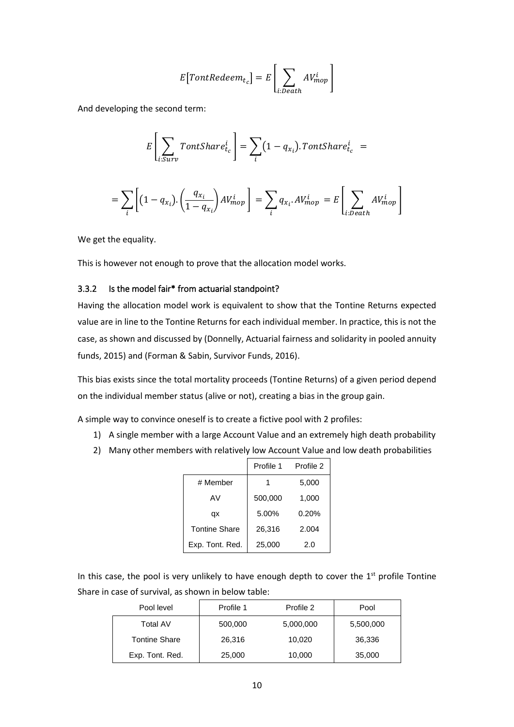$$E\left[TontRedeem_{t_c}\right] = E\left[\sum_{i:Death} AV_{mop}^{i}\right]$$

And developing the second term:

$$E\left[\sum_{i:Surv} TontShare_{t_c}^{i}\right] = \sum_{i}\left(1-q_{x_i}\right).TontShare_{t_c}^{i} \ =$$

$$= \sum_{i}\left[\left(1-q_{x_i}\right).\left(\frac{q_{x_i}}{1-q_{x_i}}\right)AV_{mop}^{i}\right] = \sum_{i} q_{x_i}.AV_{mop}^{i} \ = E\left[\sum_{i:Death} AV_{mop}^{i}\right]$$

We get the equality.

This is however not enough to prove that the allocation model works.

### 3.3.2 Is the model fair* from actuarial standpoint?

Having the allocation model work is equivalent to show that the Tontine Returns expected value are in line to the Tontine Returns for each individual member. In practice, this is not the case, as shown and discussed by (Donnelly, Actuarial fairness and solidarity in pooled annuity funds, 2015) and (Forman & Sabin, Survivor Funds, 2016).

This bias exists since the total mortality proceeds (Tontine Returns) of a given period depend on the individual member status (alive or not), creating a bias in the group gain.

A simple way to convince oneself is to create a fictive pool with 2 profiles:

1) A single member with a large Account Value and an extremely high death probability
2) Many other members with relatively low Account Value and low death probabilities

| | Profile 1 | Profile 2 |
|---|---|---|
| # Member | 1 | 5,000 |
| AV | 500,000 | 1,000 |
| qx | 5.00% | 0.20% |
| Tontine Share | 26,316 | 2.004 |
| Exp. Tont. Red. | 25,000 | 2.0 |

In this case, the pool is very unlikely to have enough depth to cover the 1st profile Tontine Share in case of survival, as shown in below table:

| Pool level | Profile 1 | Profile 2 | Pool |
|---|---|---|---|
| Total AV | 500,000 | 5,000,000 | 5,500,000 |
| Tontine Share | 26,316 | 10,020 | 36,336 |
| Exp. Tont. Red. | 25,000 | 10,000 | 35,000 |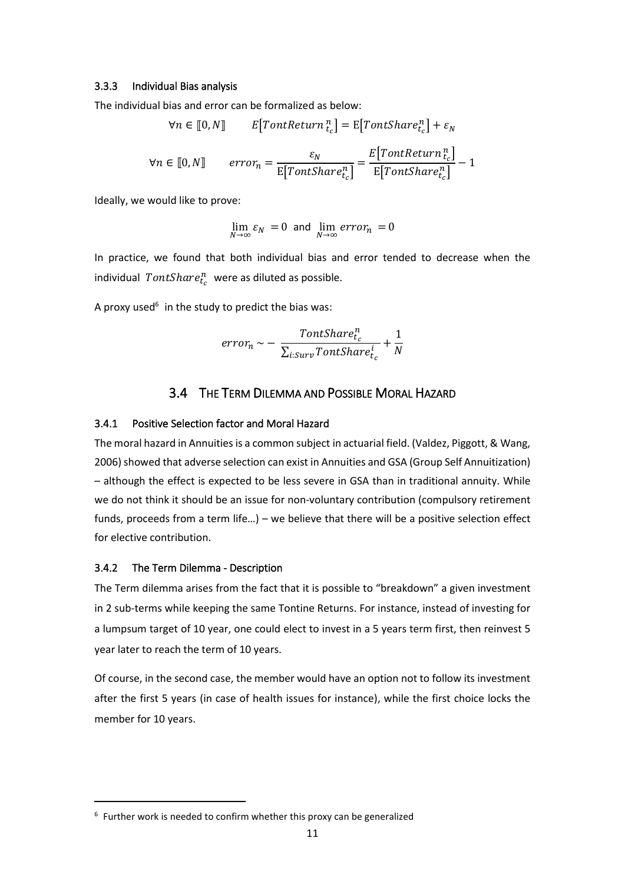### 3.3.3 Individual Bias analysis

The individual bias and error can be formalized as below:

$$\forall n \in [\![0, N]\!] \qquad E\big[TontReturn\,_{t_c}^{\,n}\big] = \mathrm{E}\big[TontShare_{t_c}^{n}\big] + \varepsilon_N$$

$$\forall n \in [\![0, N]\!] \qquad error_n = \frac{\varepsilon_N}{\mathrm{E}\big[TontShare_{t_c}^{n}\big]} = \frac{E\big[TontReturn\,_{t_c}^{\,n}\big]}{\mathrm{E}\big[TontShare_{t_c}^{n}\big]} - 1$$

Ideally, we would like to prove:

$$\lim_{N\to\infty} \varepsilon_N = 0 \text{ and } \lim_{N\to\infty} error_n = 0$$

In practice, we found that both individual bias and error tended to decrease when the individual $TontShare_{t_c}^{n}$ were as diluted as possible.

A proxy used[6] in the study to predict the bias was:

$$error_n \sim -\frac{TontShare_{t_c}^{n}}{\sum_{i:Surv} TontShare_{t_c}^{i}} + \frac{1}{N}$$

## 3.4 The Term Dilemma and Possible Moral Hazard

### 3.4.1 Positive Selection factor and Moral Hazard

The moral hazard in Annuities is a common subject in actuarial field. (Valdez, Piggott, & Wang, 2006) showed that adverse selection can exist in Annuities and GSA (Group Self Annuitization) – although the effect is expected to be less severe in GSA than in traditional annuity. While we do not think it should be an issue for non-voluntary contribution (compulsory retirement funds, proceeds from a term life…) – we believe that there will be a positive selection effect for elective contribution.

### 3.4.2 The Term Dilemma - Description

The Term dilemma arises from the fact that it is possible to "breakdown" a given investment in 2 sub-terms while keeping the same Tontine Returns. For instance, instead of investing for a lumpsum target of 10 year, one could elect to invest in a 5 years term first, then reinvest 5 year later to reach the term of 10 years.

Of course, in the second case, the member would have an option not to follow its investment after the first 5 years (in case of health issues for instance), while the first choice locks the member for 10 years.

[6] Further work is needed to confirm whether this proxy can be generalized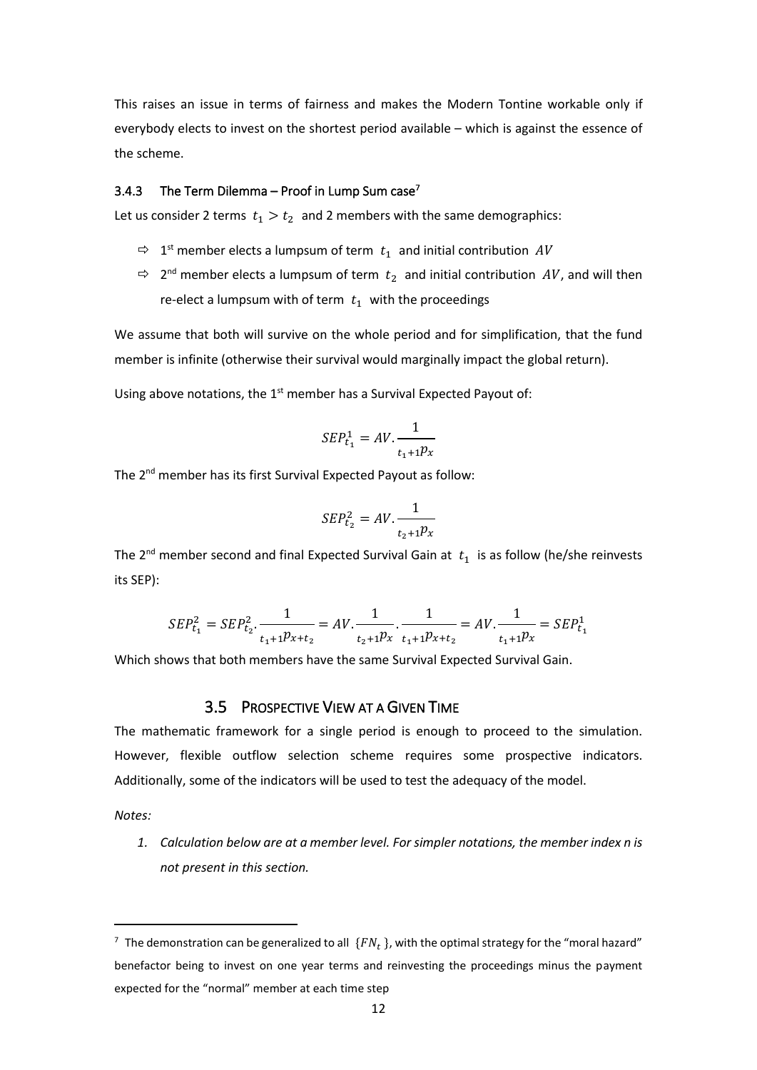This raises an issue in terms of fairness and makes the Modern Tontine workable only if everybody elects to invest on the shortest period available – which is against the essence of the scheme.

### 3.4.3 The Term Dilemma – Proof in Lump Sum case[7]

Let us consider 2 terms $t_1 > t_2$ and 2 members with the same demographics:

- ⇨ 1st member elects a lumpsum of term $t_1$ and initial contribution $AV$
- ⇨ 2nd member elects a lumpsum of term $t_2$ and initial contribution $AV$, and will then re-elect a lumpsum with of term $t_1$ with the proceedings

We assume that both will survive on the whole period and for simplification, that the fund member is infinite (otherwise their survival would marginally impact the global return).

Using above notations, the 1st member has a Survival Expected Payout of:

$$SEP_{t_1}^1 = AV.\frac{1}{{}_{t_1+1}p_x}$$

The 2nd member has its first Survival Expected Payout as follow:

$$SEP_{t_2}^2 = AV.\frac{1}{{}_{t_2+1}p_x}$$

The 2nd member second and final Expected Survival Gain at $t_1$ is as follow (he/she reinvests its SEP):

$$SEP_{t_1}^2 = SEP_{t_2}^2.\frac{1}{{}_{t_1+1}p_{x+t_2}} = AV.\frac{1}{{}_{t_2+1}p_x}.\frac{1}{{}_{t_1+1}p_{x+t_2}} = AV.\frac{1}{{}_{t_1+1}p_x} = SEP_{t_1}^1$$

Which shows that both members have the same Survival Expected Survival Gain.

## 3.5 Prospective View at a Given Time

The mathematic framework for a single period is enough to proceed to the simulation. However, flexible outflow selection scheme requires some prospective indicators. Additionally, some of the indicators will be used to test the adequacy of the model.

*Notes:*

1. *Calculation below are at a member level. For simpler notations, the member index n is not present in this section.*

---

[7] The demonstration can be generalized to all $\{FN_t\}$, with the optimal strategy for the "moral hazard" benefactor being to invest on one year terms and reinvesting the proceedings minus the payment expected for the "normal" member at each time step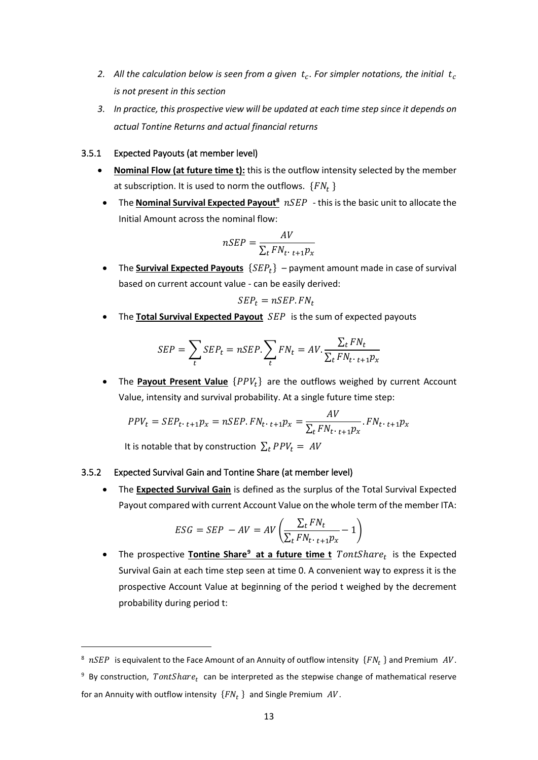2. *All the calculation below is seen from a given $t_c$. For simpler notations, the initial $t_c$ is not present in this section*
3. *In practice, this prospective view will be updated at each time step since it depends on actual Tontine Returns and actual financial returns*

### 3.5.1 Expected Payouts (at member level)

- **Nominal Flow (at future time t):** this is the outflow intensity selected by the member at subscription. It is used to norm the outflows. $\{FN_t\}$
- The **Nominal Survival Expected Payout**[8] $nSEP$ - this is the basic unit to allocate the Initial Amount across the nominal flow:

$$nSEP = \frac{AV}{\sum_t FN_t \cdot {}_{t+1}p_x}$$

- The **Survival Expected Payouts** $\{SEP_t\}$ – payment amount made in case of survival based on current account value - can be easily derived:

$$SEP_t = nSEP.FN_t$$

- The **Total Survival Expected Payout** $SEP$ is the sum of expected payouts

$$SEP = \sum_t SEP_t = nSEP.\sum_t FN_t = AV.\frac{\sum_t FN_t}{\sum_t FN_t \cdot {}_{t+1}p_x}$$

- The **Payout Present Value** $\{PPV_t\}$ are the outflows weighed by current Account Value, intensity and survival probability. At a single future time step:

$$PPV_t = SEP_t \cdot {}_{t+1}p_x = nSEP.FN_t \cdot {}_{t+1}p_x = \frac{AV}{\sum_t FN_t \cdot {}_{t+1}p_x}.FN_t \cdot {}_{t+1}p_x$$

  It is notable that by construction $\sum_t PPV_t = AV$

### 3.5.2 Expected Survival Gain and Tontine Share (at member level)

- The **Expected Survival Gain** is defined as the surplus of the Total Survival Expected Payout compared with current Account Value on the whole term of the member ITA:

$$ESG = SEP - AV = AV\left(\frac{\sum_t FN_t}{\sum_t FN_t \cdot {}_{t+1}p_x} - 1\right)$$

- The prospective **Tontine Share**[9] **at a future time t** $TontShare_t$ is the Expected Survival Gain at each time step seen at time 0. A convenient way to express it is the prospective Account Value at beginning of the period t weighed by the decrement probability during period t:

---

[8] $nSEP$ is equivalent to the Face Amount of an Annuity of outflow intensity $\{FN_t\}$ and Premium $AV$.

[9] By construction, $TontShare_t$ can be interpreted as the stepwise change of mathematical reserve for an Annuity with outflow intensity $\{FN_t\}$ and Single Premium $AV$.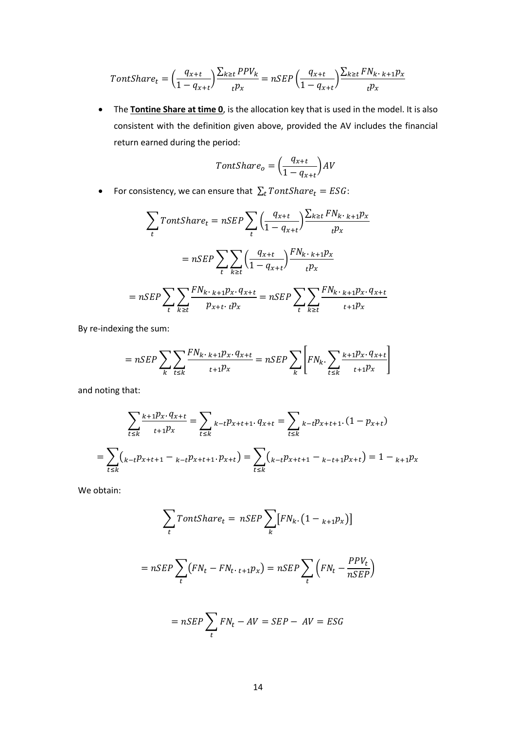$$TontShare_t = \left(\frac{q_{x+t}}{1-q_{x+t}}\right)\frac{\sum_{k\geq t} PPV_k}{{}_t p_x} = nSEP\left(\frac{q_{x+t}}{1-q_{x+t}}\right)\frac{\sum_{k\geq t} FN_k \cdot {}_{k+1}p_x}{{}_t p_x}$$

- The **Tontine Share at time 0**, is the allocation key that is used in the model. It is also consistent with the definition given above, provided the AV includes the financial return earned during the period:

$$TontShare_o = \left(\frac{q_{x+t}}{1-q_{x+t}}\right)AV$$

- For consistency, we can ensure that $\sum_t TontShare_t = ESG$:

$$\sum_t TontShare_t = nSEP\sum_t \left(\frac{q_{x+t}}{1-q_{x+t}}\right)\frac{\sum_{k\geq t} FN_k \cdot {}_{k+1}p_x}{{}_t p_x}$$

$$= nSEP\sum_t \sum_{k\geq t}\left(\frac{q_{x+t}}{1-q_{x+t}}\right)\frac{FN_k \cdot {}_{k+1}p_x}{{}_t p_x}$$

$$= nSEP\sum_t \sum_{k\geq t}\frac{FN_k \cdot {}_{k+1}p_x \cdot q_{x+t}}{p_{x+t}\cdot {}_t p_x} = nSEP\sum_t \sum_{k\geq t}\frac{FN_k \cdot {}_{k+1}p_x \cdot q_{x+t}}{{}_{t+1}p_x}$$

By re-indexing the sum:

$$= nSEP\sum_k \sum_{t\leq k}\frac{FN_k \cdot {}_{k+1}p_x \cdot q_{x+t}}{{}_{t+1}p_x} = nSEP\sum_k \left[FN_k \cdot \sum_{t\leq k}\frac{{}_{k+1}p_x \cdot q_{x+t}}{{}_{t+1}p_x}\right]$$

and noting that:

$$\sum_{t\leq k}\frac{{}_{k+1}p_x \cdot q_{x+t}}{{}_{t+1}p_x} = \sum_{t\leq k} {}_{k-t}p_{x+t+1} \cdot q_{x+t} = \sum_{t\leq k} {}_{k-t}p_{x+t+1} \cdot (1-p_{x+t})$$

$$= \sum_{t\leq k}\left({}_{k-t}p_{x+t+1} - {}_{k-t}p_{x+t+1} \cdot p_{x+t}\right) = \sum_{t\leq k}\left({}_{k-t}p_{x+t+1} - {}_{k-t+1}p_{x+t}\right) = 1 - {}_{k+1}p_x$$

We obtain:

$$\sum_t TontShare_t = nSEP\sum_k \left[FN_k \cdot \left(1 - {}_{k+1}p_x\right)\right]$$

$$= nSEP\sum_t \left(FN_t - FN_t \cdot {}_{t+1}p_x\right) = nSEP\sum_t \left(FN_t - \frac{PPV_t}{nSEP}\right)$$

$$= nSEP\sum_t FN_t - AV = SEP - AV = ESG$$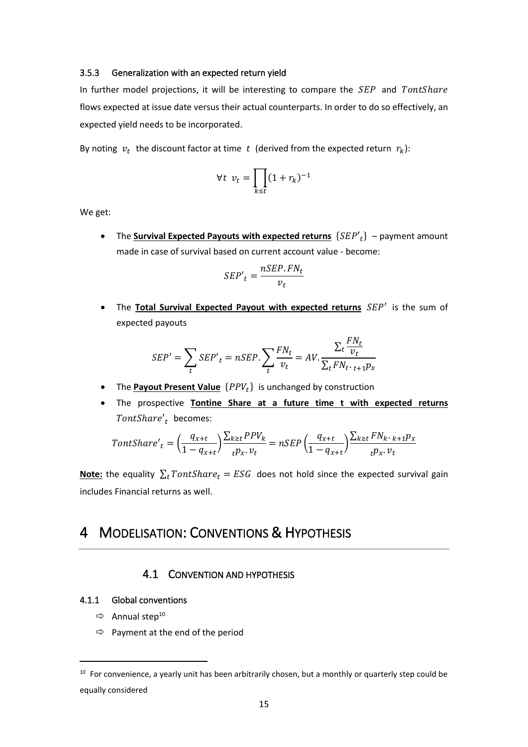### 3.5.3 Generalization with an expected return yield

In further model projections, it will be interesting to compare the $SEP$ and $TontShare$ flows expected at issue date versus their actual counterparts. In order to do so effectively, an expected yield needs to be incorporated.

By noting $v_t$ the discount factor at time $t$ (derived from the expected return $r_k$):

$$\forall t \ \ v_t = \prod_{k \leq t} (1 + r_k)^{-1}$$

We get:

- The **Survival Expected Payouts with expected returns** $\{SEP'_t\}$ – payment amount made in case of survival based on current account value - become:

$$SEP'_t = \frac{nSEP.FN_t}{v_t}$$

- The **Total Survival Expected Payout with expected returns** $SEP'$ is the sum of expected payouts

$$SEP' = \sum_t SEP'_t = nSEP.\sum_t \frac{FN_t}{v_t} = AV.\frac{\sum_t \frac{FN_t}{v_t}}{\sum_t FN_t.\,{}_{t+1}p_x}$$

- The **Payout Present Value** $\{PPV_t\}$ is unchanged by construction
- The prospective **Tontine Share at a future time t with expected returns** $TontShare'_t$ becomes:

$$TontShare'_t = \left(\frac{q_{x+t}}{1 - q_{x+t}}\right)\frac{\sum_{k \geq t} PPV_k}{{}_tp_x.\,v_t} = nSEP\left(\frac{q_{x+t}}{1 - q_{x+t}}\right)\frac{\sum_{k \geq t} FN_k.\,{}_{k+1}p_x}{{}_tp_x.\,v_t}$$

**Note:** the equality $\sum_t TontShare_t = ESG$ does not hold since the expected survival gain includes Financial returns as well.

# 4 Modelisation: Conventions & Hypothesis

## 4.1 Convention and hypothesis

### 4.1.1 Global conventions

- ⇨ Annual step[10]
- ⇨ Payment at the end of the period

[10] For convenience, a yearly unit has been arbitrarily chosen, but a monthly or quarterly step could be equally considered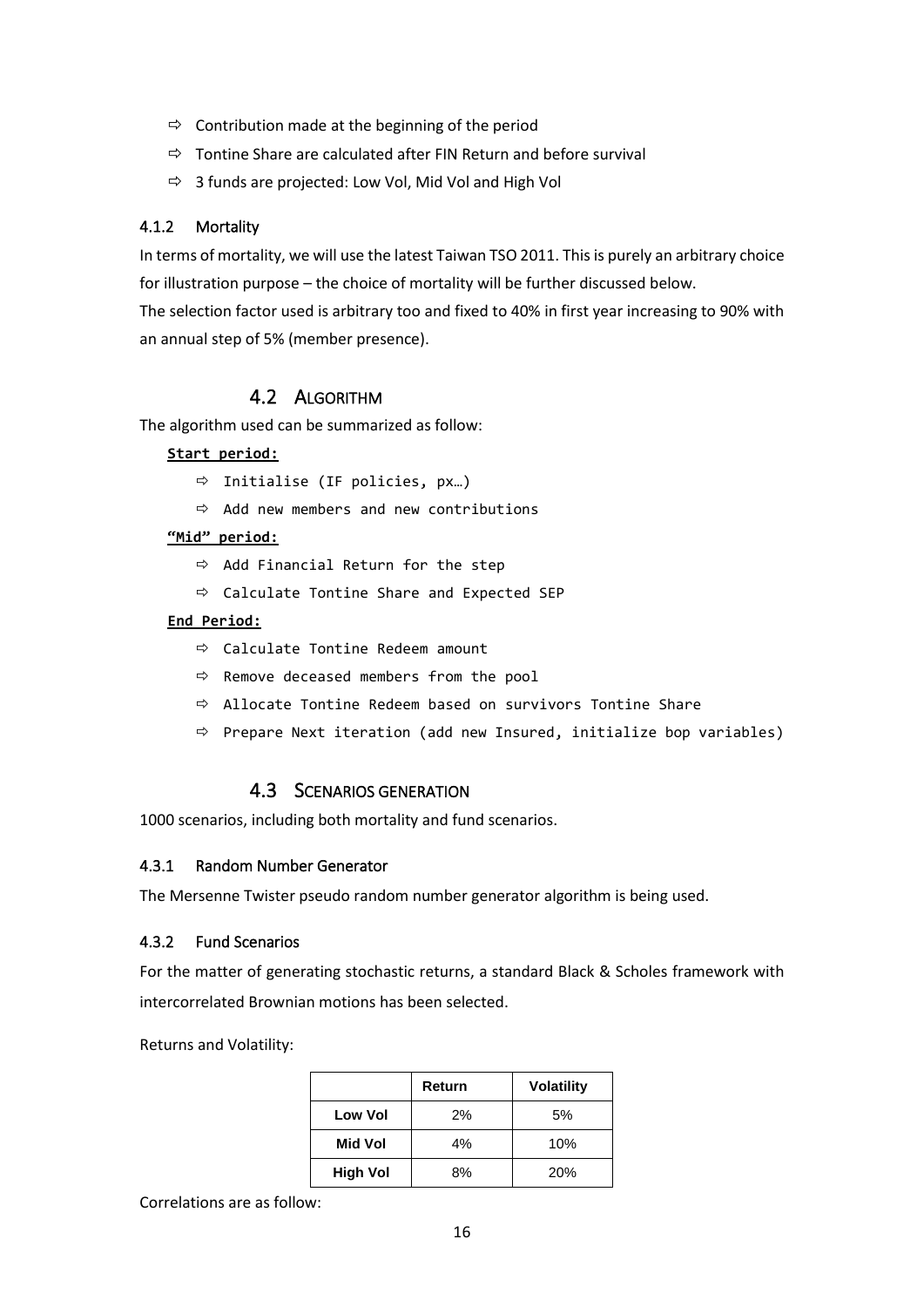- ⇨ Contribution made at the beginning of the period
- ⇨ Tontine Share are calculated after FIN Return and before survival
- ⇨ 3 funds are projected: Low Vol, Mid Vol and High Vol

#### 4.1.2 Mortality

In terms of mortality, we will use the latest Taiwan TSO 2011. This is purely an arbitrary choice for illustration purpose – the choice of mortality will be further discussed below.
The selection factor used is arbitrary too and fixed to 40% in first year increasing to 90% with an annual step of 5% (member presence).

### 4.2 ALGORITHM

The algorithm used can be summarized as follow:

```
Start period:
    ⇨ Initialise (IF policies, px…)
    ⇨ Add new members and new contributions
"Mid" period:
    ⇨ Add Financial Return for the step
    ⇨ Calculate Tontine Share and Expected SEP
End Period:
    ⇨ Calculate Tontine Redeem amount
    ⇨ Remove deceased members from the pool
    ⇨ Allocate Tontine Redeem based on survivors Tontine Share
    ⇨ Prepare Next iteration (add new Insured, initialize bop variables)
```

### 4.3 SCENARIOS GENERATION

1000 scenarios, including both mortality and fund scenarios.

#### 4.3.1 Random Number Generator

The Mersenne Twister pseudo random number generator algorithm is being used.

#### 4.3.2 Fund Scenarios

For the matter of generating stochastic returns, a standard Black & Scholes framework with intercorrelated Brownian motions has been selected.

Returns and Volatility:

| | Return | Volatility |
|---|---|---|
| **Low Vol** | 2% | 5% |
| **Mid Vol** | 4% | 10% |
| **High Vol** | 8% | 20% |

Correlations are as follow: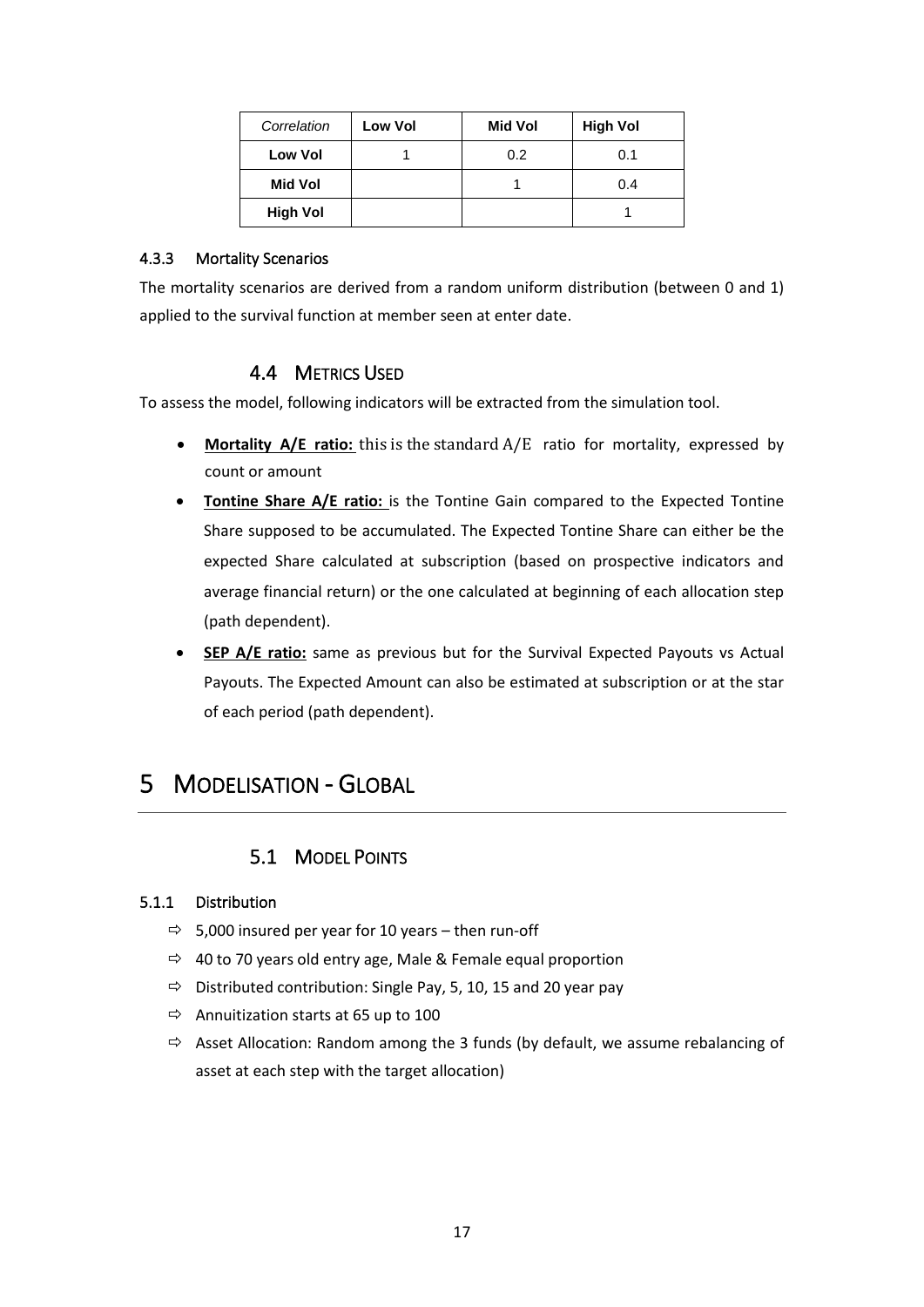| *Correlation* | **Low Vol** | **Mid Vol** | **High Vol** |
|---|---|---|---|
| **Low Vol** | 1 | 0.2 | 0.1 |
| **Mid Vol** | | 1 | 0.4 |
| **High Vol** | | | 1 |

#### 4.3.3 Mortality Scenarios

The mortality scenarios are derived from a random uniform distribution (between 0 and 1) applied to the survival function at member seen at enter date.

### 4.4 Metrics Used

To assess the model, following indicators will be extracted from the simulation tool.

- **Mortality A/E ratio:** this is the standard A/E ratio for mortality, expressed by count or amount
- **Tontine Share A/E ratio:** is the Tontine Gain compared to the Expected Tontine Share supposed to be accumulated. The Expected Tontine Share can either be the expected Share calculated at subscription (based on prospective indicators and average financial return) or the one calculated at beginning of each allocation step (path dependent).
- **SEP A/E ratio:** same as previous but for the Survival Expected Payouts vs Actual Payouts. The Expected Amount can also be estimated at subscription or at the star of each period (path dependent).

## 5 Modelisation - Global

### 5.1 Model Points

#### 5.1.1 Distribution

- ⇨ 5,000 insured per year for 10 years – then run-off
- ⇨ 40 to 70 years old entry age, Male & Female equal proportion
- ⇨ Distributed contribution: Single Pay, 5, 10, 15 and 20 year pay
- ⇨ Annuitization starts at 65 up to 100
- ⇨ Asset Allocation: Random among the 3 funds (by default, we assume rebalancing of asset at each step with the target allocation)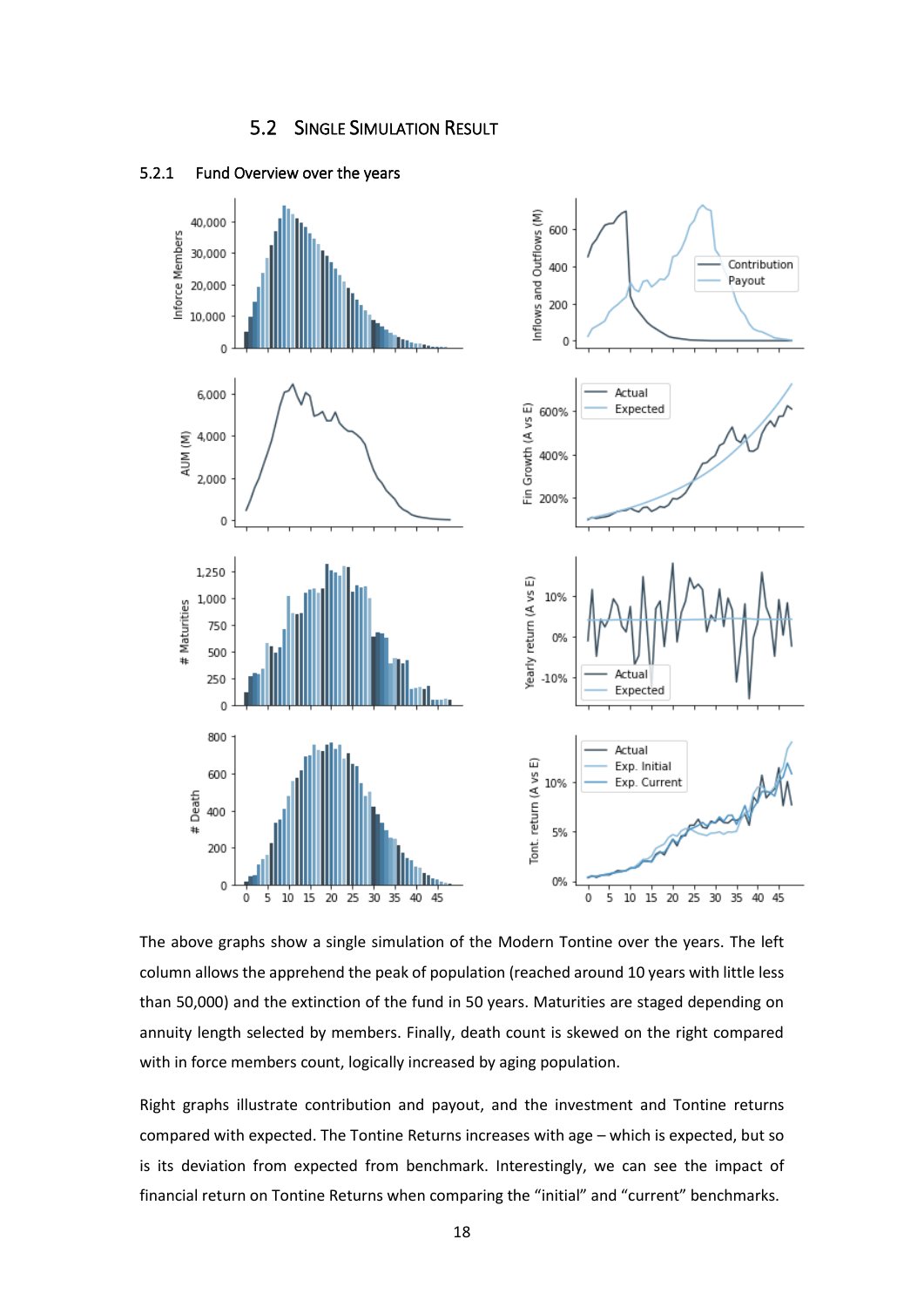## 5.2 Single Simulation Result

### 5.2.1 Fund Overview over the years

The above graphs show a single simulation of the Modern Tontine over the years. The left column allows the apprehend the peak of population (reached around 10 years with little less than 50,000) and the extinction of the fund in 50 years. Maturities are staged depending on annuity length selected by members. Finally, death count is skewed on the right compared with in force members count, logically increased by aging population.

Right graphs illustrate contribution and payout, and the investment and Tontine returns compared with expected. The Tontine Returns increases with age – which is expected, but so is its deviation from expected from benchmark. Interestingly, we can see the impact of financial return on Tontine Returns when comparing the "initial" and "current" benchmarks.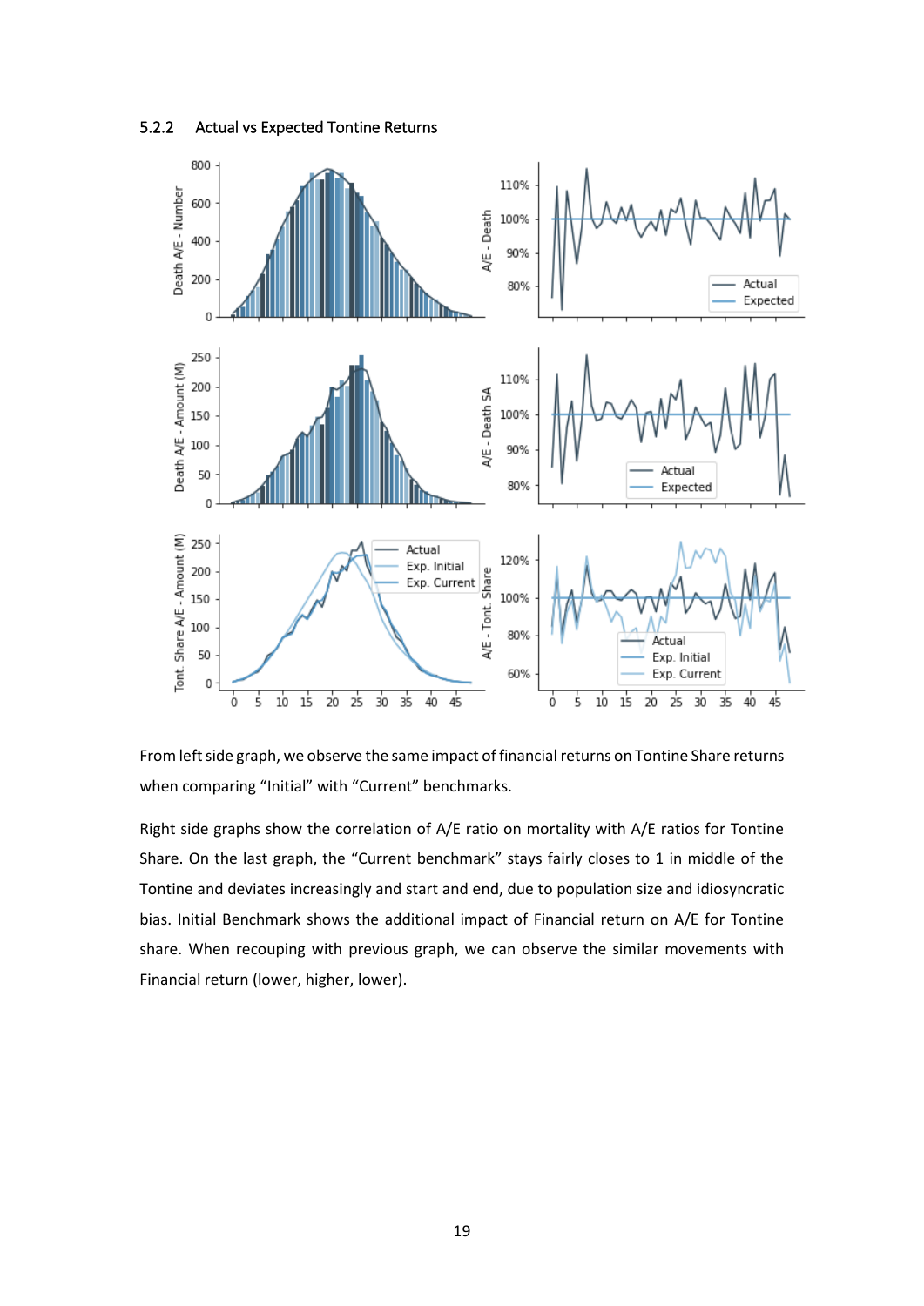### 5.2.2 Actual vs Expected Tontine Returns

From left side graph, we observe the same impact of financial returns on Tontine Share returns when comparing "Initial" with "Current" benchmarks.

Right side graphs show the correlation of A/E ratio on mortality with A/E ratios for Tontine Share. On the last graph, the "Current benchmark" stays fairly closes to 1 in middle of the Tontine and deviates increasingly and start and end, due to population size and idiosyncratic bias. Initial Benchmark shows the additional impact of Financial return on A/E for Tontine share. When recouping with previous graph, we can observe the similar movements with Financial return (lower, higher, lower).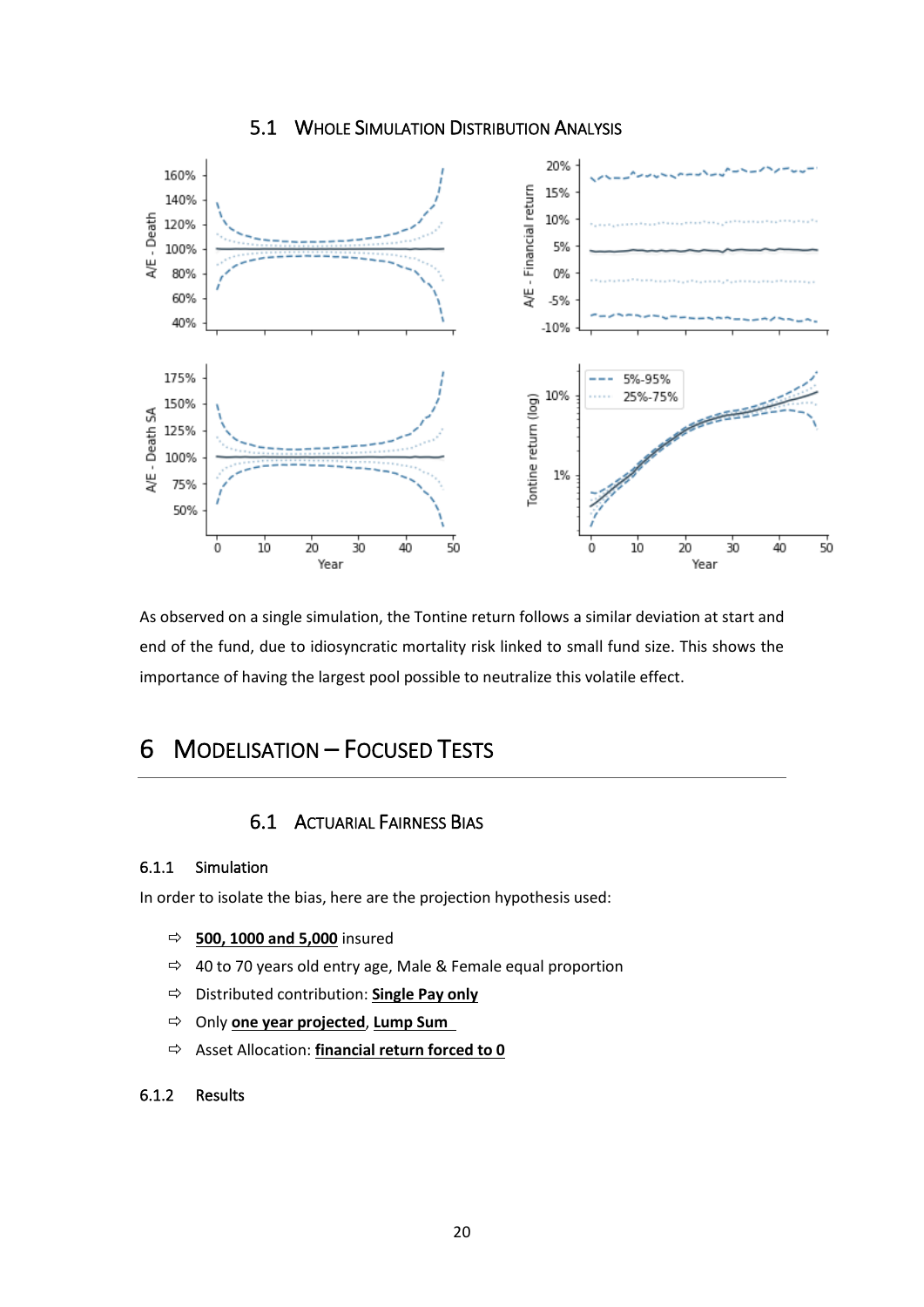### 5.1 Whole Simulation Distribution Analysis

As observed on a single simulation, the Tontine return follows a similar deviation at start and end of the fund, due to idiosyncratic mortality risk linked to small fund size. This shows the importance of having the largest pool possible to neutralize this volatile effect.

# 6 Modelisation – Focused Tests

### 6.1 Actuarial Fairness Bias

#### 6.1.1 Simulation

In order to isolate the bias, here are the projection hypothesis used:

- ⇨ **500, 1000 and 5,000** insured
- ⇨ 40 to 70 years old entry age, Male & Female equal proportion
- ⇨ Distributed contribution: **Single Pay only**
- ⇨ Only **one year projected**, **Lump Sum**
- ⇨ Asset Allocation: **financial return forced to 0**

#### 6.1.2 Results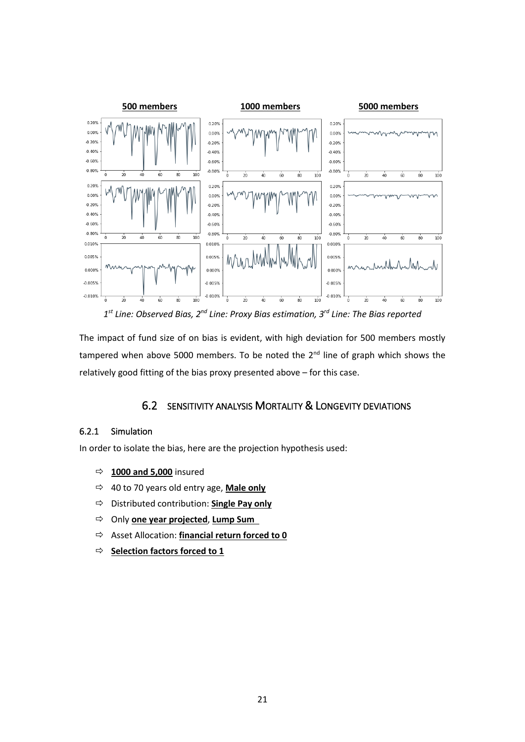**500 members** **1000 members** **5000 members**

*1[st] Line: Observed Bias, 2[nd] Line: Proxy Bias estimation, 3[rd] Line: The Bias reported*

The impact of fund size of on bias is evident, with high deviation for 500 members mostly tampered when above 5000 members. To be noted the 2[nd] line of graph which shows the relatively good fitting of the bias proxy presented above – for this case.

## 6.2 SENSITIVITY ANALYSIS MORTALITY & LONGEVITY DEVIATIONS

### 6.2.1 Simulation

In order to isolate the bias, here are the projection hypothesis used:

- **1000 and 5,000** insured
- 40 to 70 years old entry age, **Male only**
- Distributed contribution: **Single Pay only**
- Only **one year projected**, **Lump Sum**
- Asset Allocation: **financial return forced to 0**
- **Selection factors forced to 1**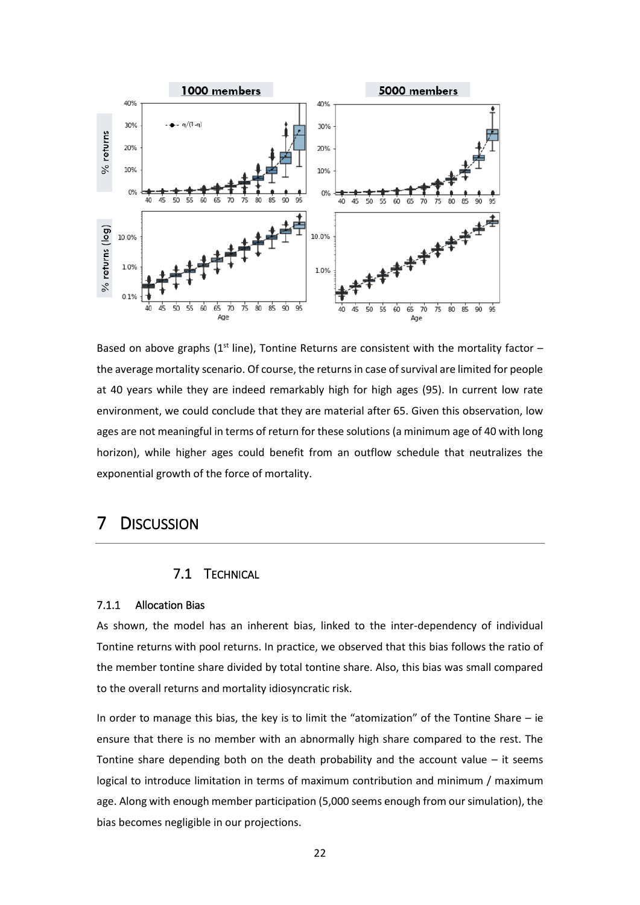Based on above graphs (1st line), Tontine Returns are consistent with the mortality factor – the average mortality scenario. Of course, the returns in case of survival are limited for people at 40 years while they are indeed remarkably high for high ages (95). In current low rate environment, we could conclude that they are material after 65. Given this observation, low ages are not meaningful in terms of return for these solutions (a minimum age of 40 with long horizon), while higher ages could benefit from an outflow schedule that neutralizes the exponential growth of the force of mortality.

# 7 Discussion

## 7.1 Technical

### 7.1.1 Allocation Bias

As shown, the model has an inherent bias, linked to the inter-dependency of individual Tontine returns with pool returns. In practice, we observed that this bias follows the ratio of the member tontine share divided by total tontine share. Also, this bias was small compared to the overall returns and mortality idiosyncratic risk.

In order to manage this bias, the key is to limit the "atomization" of the Tontine Share – ie ensure that there is no member with an abnormally high share compared to the rest. The Tontine share depending both on the death probability and the account value – it seems logical to introduce limitation in terms of maximum contribution and minimum / maximum age. Along with enough member participation (5,000 seems enough from our simulation), the bias becomes negligible in our projections.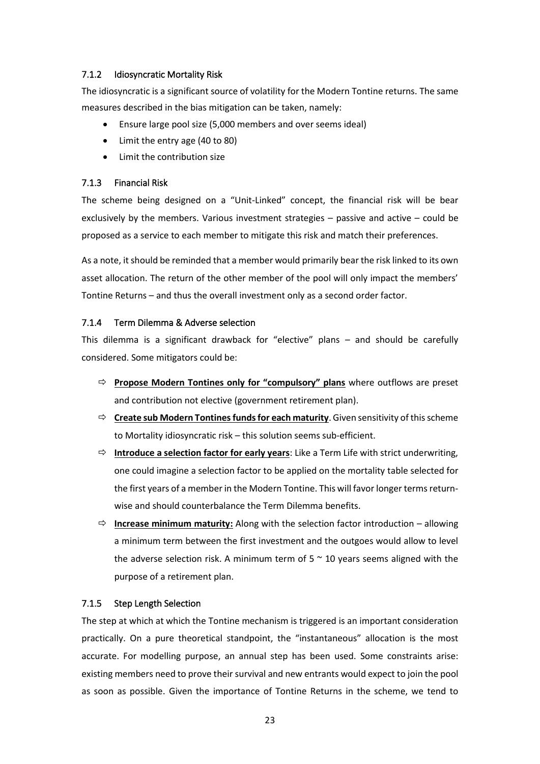### 7.1.2 Idiosyncratic Mortality Risk

The idiosyncratic is a significant source of volatility for the Modern Tontine returns. The same measures described in the bias mitigation can be taken, namely:

- Ensure large pool size (5,000 members and over seems ideal)
- Limit the entry age (40 to 80)
- Limit the contribution size

### 7.1.3 Financial Risk

The scheme being designed on a "Unit-Linked" concept, the financial risk will be bear exclusively by the members. Various investment strategies – passive and active – could be proposed as a service to each member to mitigate this risk and match their preferences.

As a note, it should be reminded that a member would primarily bear the risk linked to its own asset allocation. The return of the other member of the pool will only impact the members' Tontine Returns – and thus the overall investment only as a second order factor.

### 7.1.4 Term Dilemma & Adverse selection

This dilemma is a significant drawback for "elective" plans – and should be carefully considered. Some mitigators could be:

- ⇨ **<u>Propose Modern Tontines only for "compulsory" plans</u>** where outflows are preset and contribution not elective (government retirement plan).
- ⇨ **<u>Create sub Modern Tontines funds for each maturity</u>**. Given sensitivity of this scheme to Mortality idiosyncratic risk – this solution seems sub-efficient.
- ⇨ **<u>Introduce a selection factor for early years</u>**: Like a Term Life with strict underwriting, one could imagine a selection factor to be applied on the mortality table selected for the first years of a member in the Modern Tontine. This will favor longer terms return-wise and should counterbalance the Term Dilemma benefits.
- ⇨ **<u>Increase minimum maturity:</u>** Along with the selection factor introduction – allowing a minimum term between the first investment and the outgoes would allow to level the adverse selection risk. A minimum term of 5 ~ 10 years seems aligned with the purpose of a retirement plan.

### 7.1.5 Step Length Selection

The step at which at which the Tontine mechanism is triggered is an important consideration practically. On a pure theoretical standpoint, the "instantaneous" allocation is the most accurate. For modelling purpose, an annual step has been used. Some constraints arise: existing members need to prove their survival and new entrants would expect to join the pool as soon as possible. Given the importance of Tontine Returns in the scheme, we tend to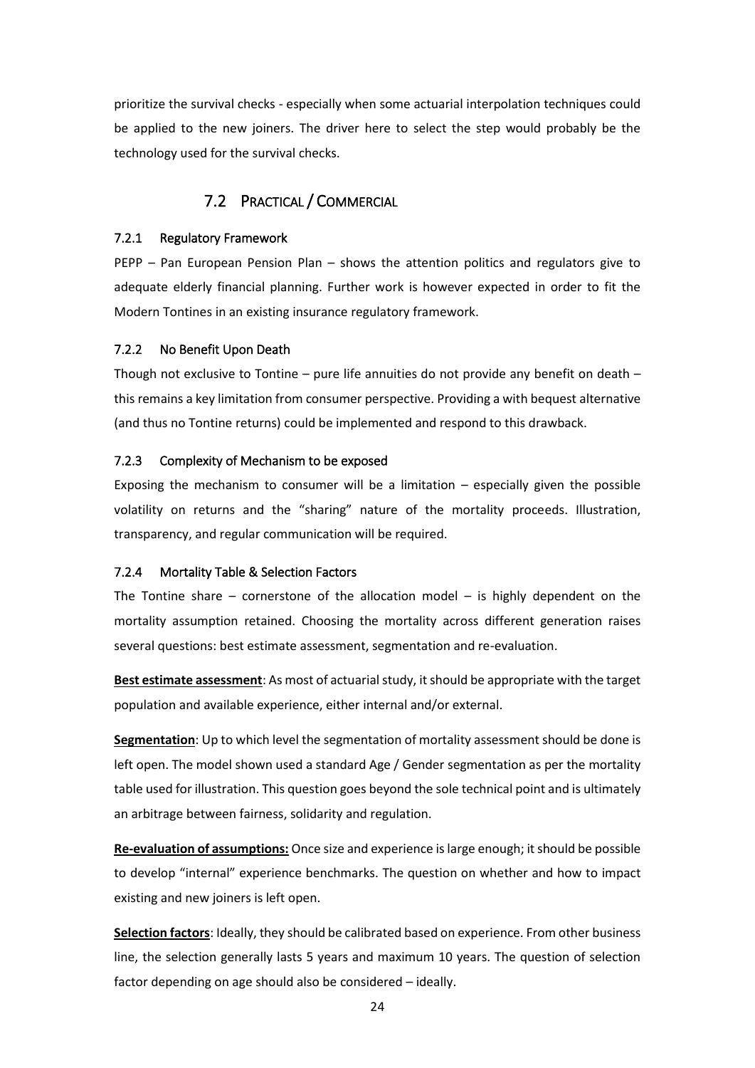prioritize the survival checks - especially when some actuarial interpolation techniques could be applied to the new joiners. The driver here to select the step would probably be the technology used for the survival checks.

## 7.2 Practical / Commercial

### 7.2.1 Regulatory Framework

PEPP – Pan European Pension Plan – shows the attention politics and regulators give to adequate elderly financial planning. Further work is however expected in order to fit the Modern Tontines in an existing insurance regulatory framework.

### 7.2.2 No Benefit Upon Death

Though not exclusive to Tontine – pure life annuities do not provide any benefit on death – this remains a key limitation from consumer perspective. Providing a with bequest alternative (and thus no Tontine returns) could be implemented and respond to this drawback.

### 7.2.3 Complexity of Mechanism to be exposed

Exposing the mechanism to consumer will be a limitation – especially given the possible volatility on returns and the "sharing" nature of the mortality proceeds. Illustration, transparency, and regular communication will be required.

### 7.2.4 Mortality Table & Selection Factors

The Tontine share – cornerstone of the allocation model – is highly dependent on the mortality assumption retained. Choosing the mortality across different generation raises several questions: best estimate assessment, segmentation and re-evaluation.

**Best estimate assessment**: As most of actuarial study, it should be appropriate with the target population and available experience, either internal and/or external.

**Segmentation**: Up to which level the segmentation of mortality assessment should be done is left open. The model shown used a standard Age / Gender segmentation as per the mortality table used for illustration. This question goes beyond the sole technical point and is ultimately an arbitrage between fairness, solidarity and regulation.

**Re-evaluation of assumptions:** Once size and experience is large enough; it should be possible to develop "internal" experience benchmarks. The question on whether and how to impact existing and new joiners is left open.

**Selection factors**: Ideally, they should be calibrated based on experience. From other business line, the selection generally lasts 5 years and maximum 10 years. The question of selection factor depending on age should also be considered – ideally.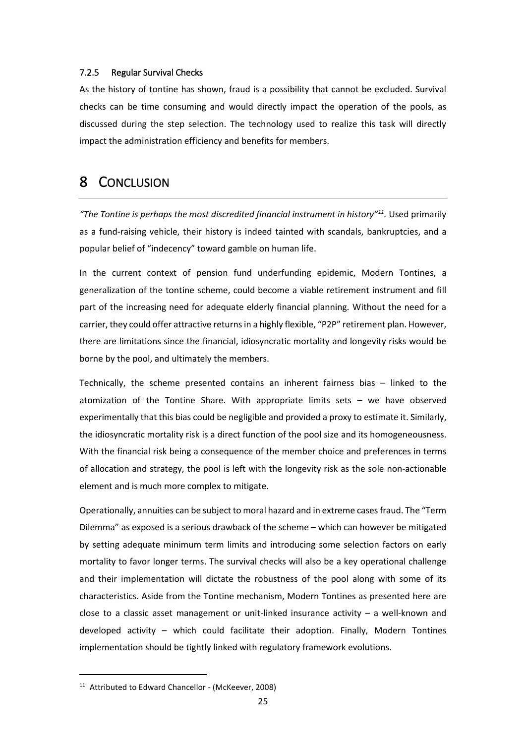#### 7.2.5 Regular Survival Checks

As the history of tontine has shown, fraud is a possibility that cannot be excluded. Survival checks can be time consuming and would directly impact the operation of the pools, as discussed during the step selection. The technology used to realize this task will directly impact the administration efficiency and benefits for members.

# 8 CONCLUSION

*"The Tontine is perhaps the most discredited financial instrument in history"*[11]. Used primarily as a fund-raising vehicle, their history is indeed tainted with scandals, bankruptcies, and a popular belief of "indecency" toward gamble on human life.

In the current context of pension fund underfunding epidemic, Modern Tontines, a generalization of the tontine scheme, could become a viable retirement instrument and fill part of the increasing need for adequate elderly financial planning. Without the need for a carrier, they could offer attractive returns in a highly flexible, "P2P" retirement plan. However, there are limitations since the financial, idiosyncratic mortality and longevity risks would be borne by the pool, and ultimately the members.

Technically, the scheme presented contains an inherent fairness bias – linked to the atomization of the Tontine Share. With appropriate limits sets – we have observed experimentally that this bias could be negligible and provided a proxy to estimate it. Similarly, the idiosyncratic mortality risk is a direct function of the pool size and its homogeneousness. With the financial risk being a consequence of the member choice and preferences in terms of allocation and strategy, the pool is left with the longevity risk as the sole non-actionable element and is much more complex to mitigate.

Operationally, annuities can be subject to moral hazard and in extreme cases fraud. The "Term Dilemma" as exposed is a serious drawback of the scheme – which can however be mitigated by setting adequate minimum term limits and introducing some selection factors on early mortality to favor longer terms. The survival checks will also be a key operational challenge and their implementation will dictate the robustness of the pool along with some of its characteristics. Aside from the Tontine mechanism, Modern Tontines as presented here are close to a classic asset management or unit-linked insurance activity – a well-known and developed activity – which could facilitate their adoption. Finally, Modern Tontines implementation should be tightly linked with regulatory framework evolutions.

---

[11] Attributed to Edward Chancellor - (McKeever, 2008)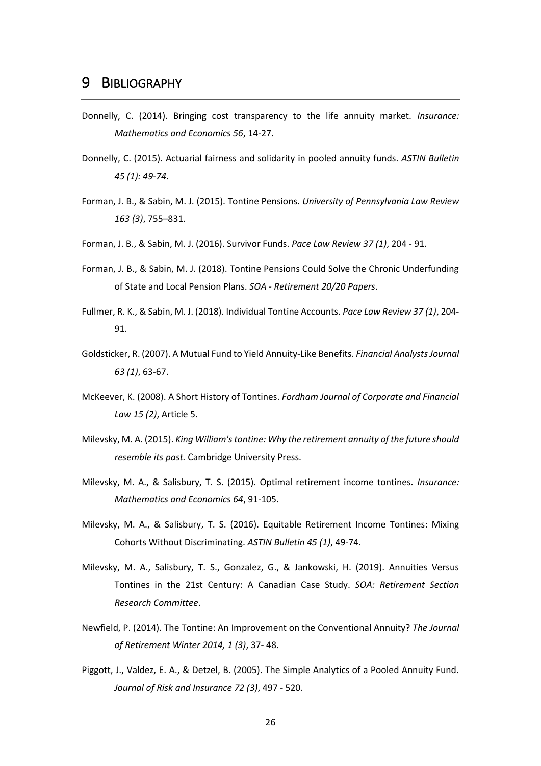# 9 BIBLIOGRAPHY

Donnelly, C. (2014). Bringing cost transparency to the life annuity market. *Insurance: Mathematics and Economics 56*, 14-27.

Donnelly, C. (2015). Actuarial fairness and solidarity in pooled annuity funds. *ASTIN Bulletin 45 (1): 49-74*.

Forman, J. B., & Sabin, M. J. (2015). Tontine Pensions. *University of Pennsylvania Law Review 163 (3)*, 755–831.

Forman, J. B., & Sabin, M. J. (2016). Survivor Funds. *Pace Law Review 37 (1)*, 204 - 91.

Forman, J. B., & Sabin, M. J. (2018). Tontine Pensions Could Solve the Chronic Underfunding of State and Local Pension Plans. *SOA - Retirement 20/20 Papers*.

Fullmer, R. K., & Sabin, M. J. (2018). Individual Tontine Accounts. *Pace Law Review 37 (1)*, 204-91.

Goldsticker, R. (2007). A Mutual Fund to Yield Annuity-Like Benefits. *Financial Analysts Journal 63 (1)*, 63-67.

McKeever, K. (2008). A Short History of Tontines. *Fordham Journal of Corporate and Financial Law 15 (2)*, Article 5.

Milevsky, M. A. (2015). *King William's tontine: Why the retirement annuity of the future should resemble its past.* Cambridge University Press.

Milevsky, M. A., & Salisbury, T. S. (2015). Optimal retirement income tontines. *Insurance: Mathematics and Economics 64*, 91-105.

Milevsky, M. A., & Salisbury, T. S. (2016). Equitable Retirement Income Tontines: Mixing Cohorts Without Discriminating. *ASTIN Bulletin 45 (1)*, 49-74.

Milevsky, M. A., Salisbury, T. S., Gonzalez, G., & Jankowski, H. (2019). Annuities Versus Tontines in the 21st Century: A Canadian Case Study. *SOA: Retirement Section Research Committee*.

Newfield, P. (2014). The Tontine: An Improvement on the Conventional Annuity? *The Journal of Retirement Winter 2014, 1 (3)*, 37- 48.

Piggott, J., Valdez, E. A., & Detzel, B. (2005). The Simple Analytics of a Pooled Annuity Fund. *Journal of Risk and Insurance 72 (3)*, 497 - 520.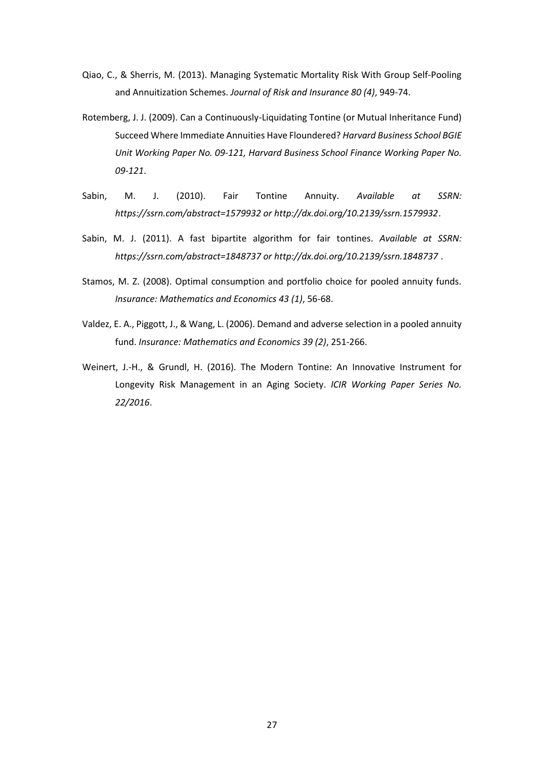Qiao, C., & Sherris, M. (2013). Managing Systematic Mortality Risk With Group Self-Pooling and Annuitization Schemes. *Journal of Risk and Insurance 80 (4)*, 949-74.

Rotemberg, J. J. (2009). Can a Continuously-Liquidating Tontine (or Mutual Inheritance Fund) Succeed Where Immediate Annuities Have Floundered? *Harvard Business School BGIE Unit Working Paper No. 09-121, Harvard Business School Finance Working Paper No. 09-121*.

Sabin, M. J. (2010). Fair Tontine Annuity. *Available at SSRN: https://ssrn.com/abstract=1579932 or http://dx.doi.org/10.2139/ssrn.1579932*.

Sabin, M. J. (2011). A fast bipartite algorithm for fair tontines. *Available at SSRN: https://ssrn.com/abstract=1848737 or http://dx.doi.org/10.2139/ssrn.1848737* .

Stamos, M. Z. (2008). Optimal consumption and portfolio choice for pooled annuity funds. *Insurance: Mathematics and Economics 43 (1)*, 56-68.

Valdez, E. A., Piggott, J., & Wang, L. (2006). Demand and adverse selection in a pooled annuity fund. *Insurance: Mathematics and Economics 39 (2)*, 251-266.

Weinert, J.-H., & Grundl, H. (2016). The Modern Tontine: An Innovative Instrument for Longevity Risk Management in an Aging Society. *ICIR Working Paper Series No. 22/2016*.